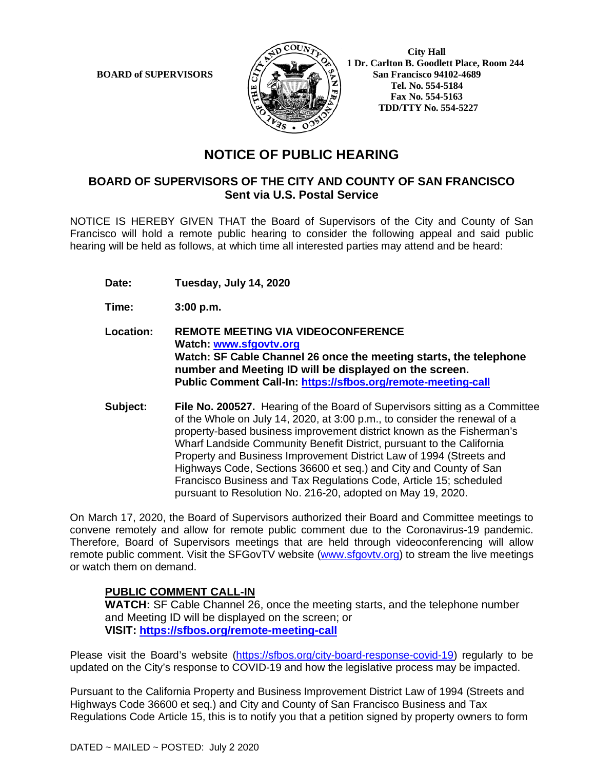**BOARD of SUPERVISORS**

**City Hall**
**1 Dr. Carlton B. Goodlett Place, Room 244**
**San Francisco 94102-4689**
**Tel. No. 554-5184**
**Fax No. 554-5163**
**TDD/TTY No. 554-5227**

# NOTICE OF PUBLIC HEARING

## BOARD OF SUPERVISORS OF THE CITY AND COUNTY OF SAN FRANCISCO
## Sent via U.S. Postal Service

NOTICE IS HEREBY GIVEN THAT the Board of Supervisors of the City and County of San Francisco will hold a remote public hearing to consider the following appeal and said public hearing will be held as follows, at which time all interested parties may attend and be heard:

**Date:** **Tuesday, July 14, 2020**

**Time:** **3:00 p.m.**

**Location:** **REMOTE MEETING VIA VIDEOCONFERENCE**
**Watch: [www.sfgovtv.org](www.sfgovtv.org)**
**Watch: SF Cable Channel 26 once the meeting starts, the telephone number and Meeting ID will be displayed on the screen.**
**Public Comment Call-In: [https://sfbos.org/remote-meeting-call](https://sfbos.org/remote-meeting-call)**

**Subject:** **File No. 200527.** Hearing of the Board of Supervisors sitting as a Committee of the Whole on July 14, 2020, at 3:00 p.m., to consider the renewal of a property-based business improvement district known as the Fisherman's Wharf Landside Community Benefit District, pursuant to the California Property and Business Improvement District Law of 1994 (Streets and Highways Code, Sections 36600 et seq.) and City and County of San Francisco Business and Tax Regulations Code, Article 15; scheduled pursuant to Resolution No. 216-20, adopted on May 19, 2020.

On March 17, 2020, the Board of Supervisors authorized their Board and Committee meetings to convene remotely and allow for remote public comment due to the Coronavirus-19 pandemic. Therefore, Board of Supervisors meetings that are held through videoconferencing will allow remote public comment. Visit the SFGovTV website ([www.sfgovtv.org](www.sfgovtv.org)) to stream the live meetings or watch them on demand.

**PUBLIC COMMENT CALL-IN**
**WATCH:** SF Cable Channel 26, once the meeting starts, and the telephone number and Meeting ID will be displayed on the screen; or
**VISIT: [https://sfbos.org/remote-meeting-call](https://sfbos.org/remote-meeting-call)**

Please visit the Board's website ([https://sfbos.org/city-board-response-covid-19](https://sfbos.org/city-board-response-covid-19)) regularly to be updated on the City's response to COVID-19 and how the legislative process may be impacted.

Pursuant to the California Property and Business Improvement District Law of 1994 (Streets and Highways Code 36600 et seq.) and City and County of San Francisco Business and Tax Regulations Code Article 15, this is to notify you that a petition signed by property owners to form

DATED ~ MAILED ~ POSTED: July 2 2020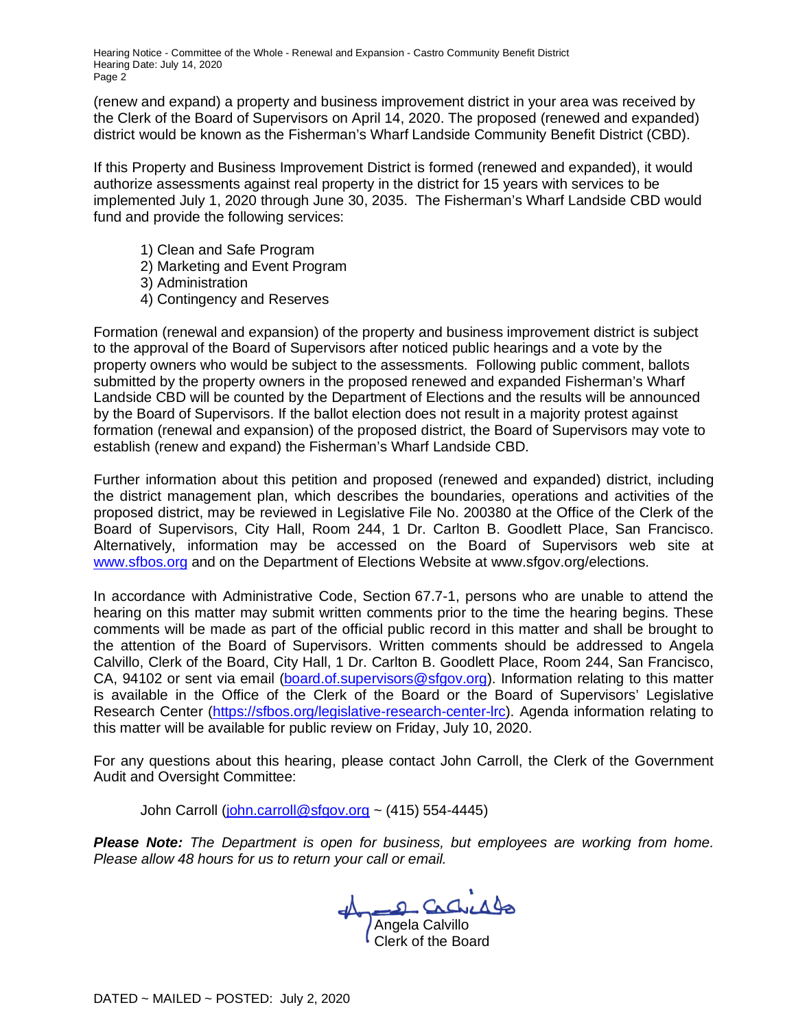(renew and expand) a property and business improvement district in your area was received by the Clerk of the Board of Supervisors on April 14, 2020. The proposed (renewed and expanded) district would be known as the Fisherman's Wharf Landside Community Benefit District (CBD).

If this Property and Business Improvement District is formed (renewed and expanded), it would authorize assessments against real property in the district for 15 years with services to be implemented July 1, 2020 through June 30, 2035. The Fisherman's Wharf Landside CBD would fund and provide the following services:

1) Clean and Safe Program
2) Marketing and Event Program
3) Administration
4) Contingency and Reserves

Formation (renewal and expansion) of the property and business improvement district is subject to the approval of the Board of Supervisors after noticed public hearings and a vote by the property owners who would be subject to the assessments. Following public comment, ballots submitted by the property owners in the proposed renewed and expanded Fisherman's Wharf Landside CBD will be counted by the Department of Elections and the results will be announced by the Board of Supervisors. If the ballot election does not result in a majority protest against formation (renewal and expansion) of the proposed district, the Board of Supervisors may vote to establish (renew and expand) the Fisherman's Wharf Landside CBD.

Further information about this petition and proposed (renewed and expanded) district, including the district management plan, which describes the boundaries, operations and activities of the proposed district, may be reviewed in Legislative File No. 200380 at the Office of the Clerk of the Board of Supervisors, City Hall, Room 244, 1 Dr. Carlton B. Goodlett Place, San Francisco. Alternatively, information may be accessed on the Board of Supervisors web site at www.sfbos.org and on the Department of Elections Website at www.sfgov.org/elections.

In accordance with Administrative Code, Section 67.7-1, persons who are unable to attend the hearing on this matter may submit written comments prior to the time the hearing begins. These comments will be made as part of the official public record in this matter and shall be brought to the attention of the Board of Supervisors. Written comments should be addressed to Angela Calvillo, Clerk of the Board, City Hall, 1 Dr. Carlton B. Goodlett Place, Room 244, San Francisco, CA, 94102 or sent via email (board.of.supervisors@sfgov.org). Information relating to this matter is available in the Office of the Clerk of the Board or the Board of Supervisors' Legislative Research Center (https://sfbos.org/legislative-research-center-lrc). Agenda information relating to this matter will be available for public review on Friday, July 10, 2020.

For any questions about this hearing, please contact John Carroll, the Clerk of the Government Audit and Oversight Committee:

John Carroll (john.carroll@sfgov.org ~ (415) 554-4445)

***Please Note:*** *The Department is open for business, but employees are working from home. Please allow 48 hours for us to return your call or email.*

Angela Calvillo
Clerk of the Board

DATED ~ MAILED ~ POSTED: July 2, 2020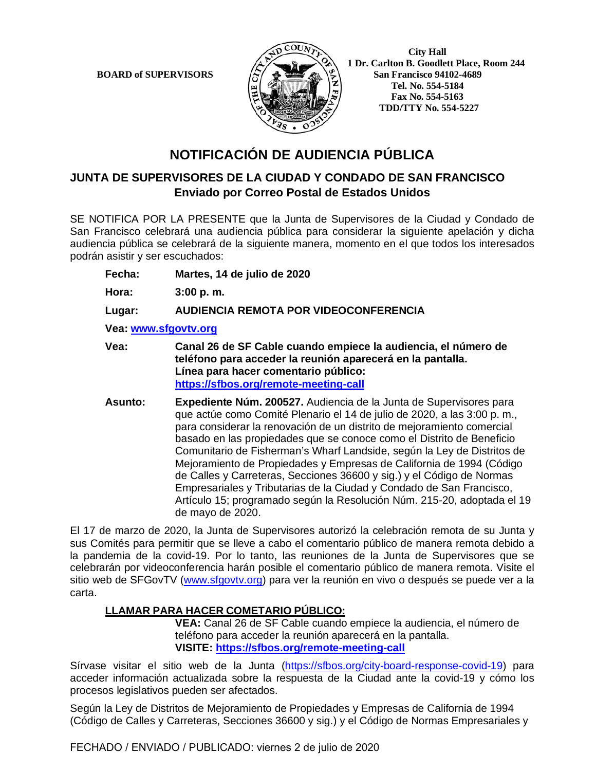BOARD of SUPERVISORS

City Hall
1 Dr. Carlton B. Goodlett Place, Room 244
San Francisco 94102-4689
Tel. No. 554-5184
Fax No. 554-5163
TDD/TTY No. 554-5227

# NOTIFICACIÓN DE AUDIENCIA PÚBLICA

## JUNTA DE SUPERVISORES DE LA CIUDAD Y CONDADO DE SAN FRANCISCO
**Enviado por Correo Postal de Estados Unidos**

SE NOTIFICA POR LA PRESENTE que la Junta de Supervisores de la Ciudad y Condado de San Francisco celebrará una audiencia pública para considerar la siguiente apelación y dicha audiencia pública se celebrará de la siguiente manera, momento en el que todos los interesados podrán asistir y ser escuchados:

**Fecha:** **Martes, 14 de julio de 2020**

**Hora:** **3:00 p. m.**

**Lugar:** **AUDIENCIA REMOTA POR VIDEOCONFERENCIA**

**Vea: www.sfgovtv.org**

**Vea:** **Canal 26 de SF Cable cuando empiece la audiencia, el número de teléfono para acceder la reunión aparecerá en la pantalla.**
**Línea para hacer comentario público:**
**https://sfbos.org/remote-meeting-call**

**Asunto:** **Expediente Núm. 200527.** Audiencia de la Junta de Supervisores para que actúe como Comité Plenario el 14 de julio de 2020, a las 3:00 p. m., para considerar la renovación de un distrito de mejoramiento comercial basado en las propiedades que se conoce como el Distrito de Beneficio Comunitario de Fisherman's Wharf Landside, según la Ley de Distritos de Mejoramiento de Propiedades y Empresas de California de 1994 (Código de Calles y Carreteras, Secciones 36600 y sig.) y el Código de Normas Empresariales y Tributarias de la Ciudad y Condado de San Francisco, Artículo 15; programado según la Resolución Núm. 215-20, adoptada el 19 de mayo de 2020.

El 17 de marzo de 2020, la Junta de Supervisores autorizó la celebración remota de su Junta y sus Comités para permitir que se lleve a cabo el comentario público de manera remota debido a la pandemia de la covid-19. Por lo tanto, las reuniones de la Junta de Supervisores que se celebrarán por videoconferencia harán posible el comentario público de manera remota. Visite el sitio web de SFGovTV (www.sfgovtv.org) para ver la reunión en vivo o después se puede ver a la carta.

**LLAMAR PARA HACER COMETARIO PÚBLICO:**

**VEA:** Canal 26 de SF Cable cuando empiece la audiencia, el número de teléfono para acceder la reunión aparecerá en la pantalla.
**VISITE: https://sfbos.org/remote-meeting-call**

Sírvase visitar el sitio web de la Junta (https://sfbos.org/city-board-response-covid-19) para acceder información actualizada sobre la respuesta de la Ciudad ante la covid-19 y cómo los procesos legislativos pueden ser afectados.

Según la Ley de Distritos de Mejoramiento de Propiedades y Empresas de California de 1994 (Código de Calles y Carreteras, Secciones 36600 y sig.) y el Código de Normas Empresariales y

FECHADO / ENVIADO / PUBLICADO: viernes 2 de julio de 2020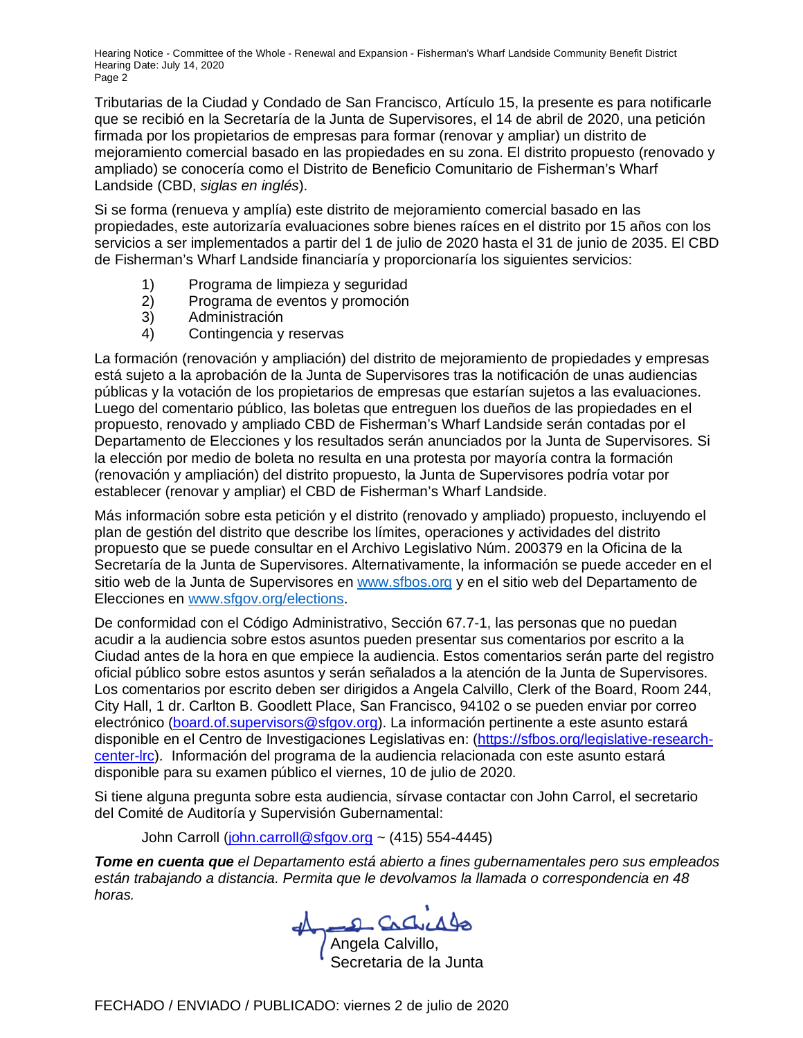Tributarias de la Ciudad y Condado de San Francisco, Artículo 15, la presente es para notificarle que se recibió en la Secretaría de la Junta de Supervisores, el 14 de abril de 2020, una petición firmada por los propietarios de empresas para formar (renovar y ampliar) un distrito de mejoramiento comercial basado en las propiedades en su zona. El distrito propuesto (renovado y ampliado) se conocería como el Distrito de Beneficio Comunitario de Fisherman's Wharf Landside (CBD, *siglas en inglés*).

Si se forma (renueva y amplía) este distrito de mejoramiento comercial basado en las propiedades, este autorizaría evaluaciones sobre bienes raíces en el distrito por 15 años con los servicios a ser implementados a partir del 1 de julio de 2020 hasta el 31 de junio de 2035. El CBD de Fisherman's Wharf Landside financiaría y proporcionaría los siguientes servicios:

1) Programa de limpieza y seguridad
2) Programa de eventos y promoción
3) Administración
4) Contingencia y reservas

La formación (renovación y ampliación) del distrito de mejoramiento de propiedades y empresas está sujeto a la aprobación de la Junta de Supervisores tras la notificación de unas audiencias públicas y la votación de los propietarios de empresas que estarían sujetos a las evaluaciones. Luego del comentario público, las boletas que entreguen los dueños de las propiedades en el propuesto, renovado y ampliado CBD de Fisherman's Wharf Landside serán contadas por el Departamento de Elecciones y los resultados serán anunciados por la Junta de Supervisores. Si la elección por medio de boleta no resulta en una protesta por mayoría contra la formación (renovación y ampliación) del distrito propuesto, la Junta de Supervisores podría votar por establecer (renovar y ampliar) el CBD de Fisherman's Wharf Landside.

Más información sobre esta petición y el distrito (renovado y ampliado) propuesto, incluyendo el plan de gestión del distrito que describe los límites, operaciones y actividades del distrito propuesto que se puede consultar en el Archivo Legislativo Núm. 200379 en la Oficina de la Secretaría de la Junta de Supervisores. Alternativamente, la información se puede acceder en el sitio web de la Junta de Supervisores en www.sfbos.org y en el sitio web del Departamento de Elecciones en www.sfgov.org/elections.

De conformidad con el Código Administrativo, Sección 67.7-1, las personas que no puedan acudir a la audiencia sobre estos asuntos pueden presentar sus comentarios por escrito a la Ciudad antes de la hora en que empiece la audiencia. Estos comentarios serán parte del registro oficial público sobre estos asuntos y serán señalados a la atención de la Junta de Supervisores. Los comentarios por escrito deben ser dirigidos a Angela Calvillo, Clerk of the Board, Room 244, City Hall, 1 dr. Carlton B. Goodlett Place, San Francisco, 94102 o se pueden enviar por correo electrónico (board.of.supervisors@sfgov.org). La información pertinente a este asunto estará disponible en el Centro de Investigaciones Legislativas en: (https://sfbos.org/legislative-research-center-lrc). Información del programa de la audiencia relacionada con este asunto estará disponible para su examen público el viernes, 10 de julio de 2020.

Si tiene alguna pregunta sobre esta audiencia, sírvase contactar con John Carrol, el secretario del Comité de Auditoría y Supervisión Gubernamental:

John Carroll (john.carroll@sfgov.org ~ (415) 554-4445)

***Tome en cuenta que** el Departamento está abierto a fines gubernamentales pero sus empleados están trabajando a distancia. Permita que le devolvamos la llamada o correspondencia en 48 horas.*

Angela Calvillo,
Secretaria de la Junta

FECHADO / ENVIADO / PUBLICADO: viernes 2 de julio de 2020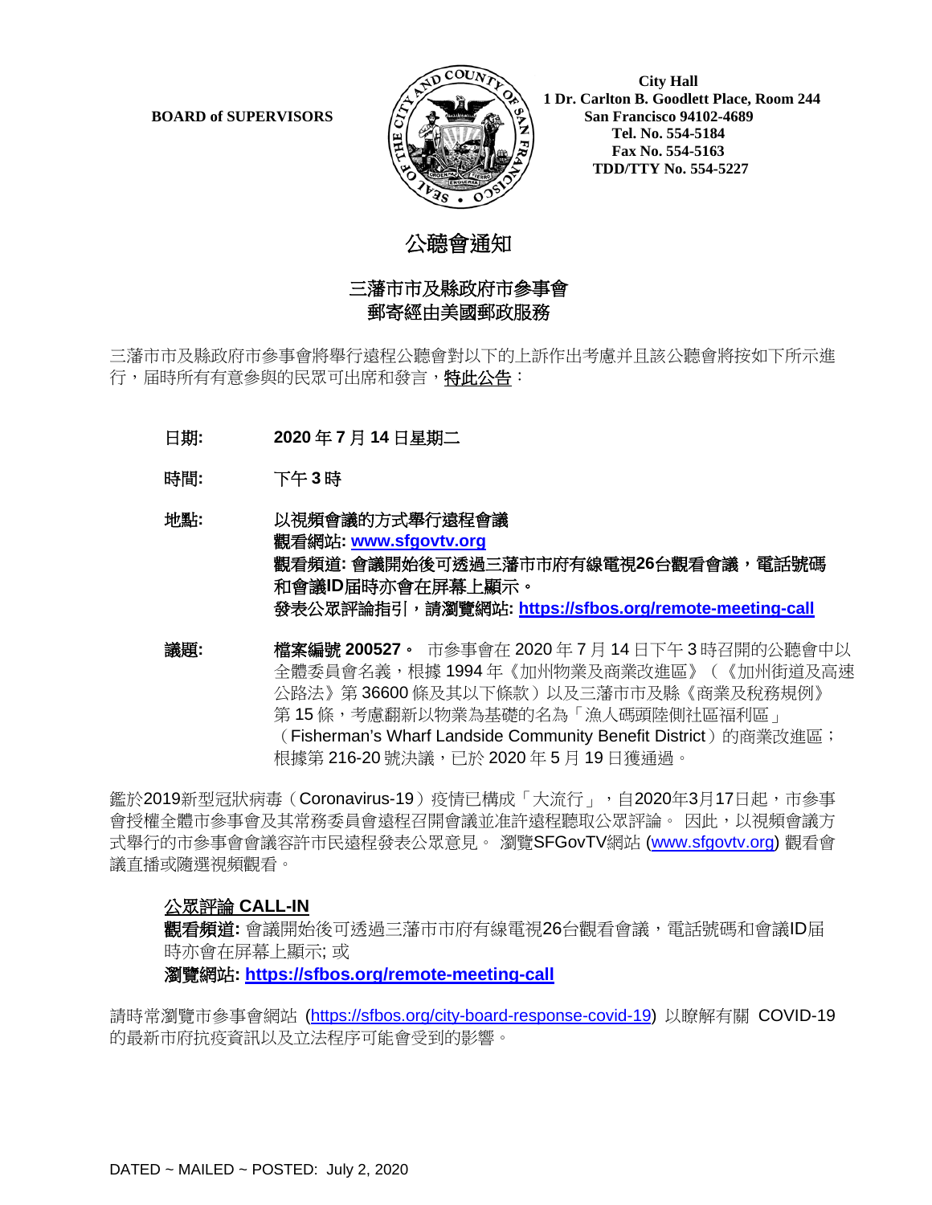**BOARD of SUPERVISORS**

**City Hall**
**1 Dr. Carlton B. Goodlett Place, Room 244**
**San Francisco 94102-4689**
**Tel. No. 554-5184**
**Fax No. 554-5163**
**TDD/TTY No. 554-5227**

# 公聽會通知

## 三藩市市及縣政府市參事會
## 郵寄經由美國郵政服務

三藩市市及縣政府市參事會將舉行遠程公聽會對以下的上訴作出考慮并且該公聽會將按如下所示進行，屆時所有有意參與的民眾可出席和發言，特此公告：

**日期:** **2020 年 7 月 14 日星期二**

**時間:** **下午 3 時**

**地點:** **以視頻會議的方式舉行遠程會議**
**觀看網站: www.sfgovtv.org**
**觀看頻道: 會議開始後可透過三藩市市府有線電視26台觀看會議，電話號碼和會議ID屆時亦會在屏幕上顯示。**
**發表公眾評論指引，請瀏覽網站: https://sfbos.org/remote-meeting-call**

**議題:** **檔案編號 200527。** 市參事會在 2020 年 7 月 14 日下午 3 時召開的公聽會中以全體委員會名義，根據 1994 年《加州物業及商業改進區》（《加州街道及高速公路法》第 36600 條及其以下條款）以及三藩市市及縣《商業及稅務規例》第 15 條，考慮翻新以物業為基礎的名為「漁人碼頭陸側社區福利區」（Fisherman's Wharf Landside Community Benefit District）的商業改進區；根據第 216-20 號決議，已於 2020 年 5 月 19 日獲通過。

鑑於2019新型冠狀病毒（Coronavirus-19）疫情已構成「大流行」，自2020年3月17日起，市參事會授權全體市參事會及其常務委員會遠程召開會議並准許遠程聽取公眾評論。 因此，以視頻會議方式舉行的市參事會會議容許市民遠程發表公眾意見。 瀏覽SFGovTV網站 (www.sfgovtv.org) 觀看會議直播或隨選視頻觀看。

**公眾評論 CALL-IN**
**觀看頻道:** 會議開始後可透過三藩市市府有線電視26台觀看會議，電話號碼和會議ID屆時亦會在屏幕上顯示; 或
**瀏覽網站: https://sfbos.org/remote-meeting-call**

請時常瀏覽市參事會網站 (https://sfbos.org/city-board-response-covid-19) 以瞭解有關 COVID-19 的最新市府抗疫資訊以及立法程序可能會受到的影響。

DATED ~ MAILED ~ POSTED: July 2, 2020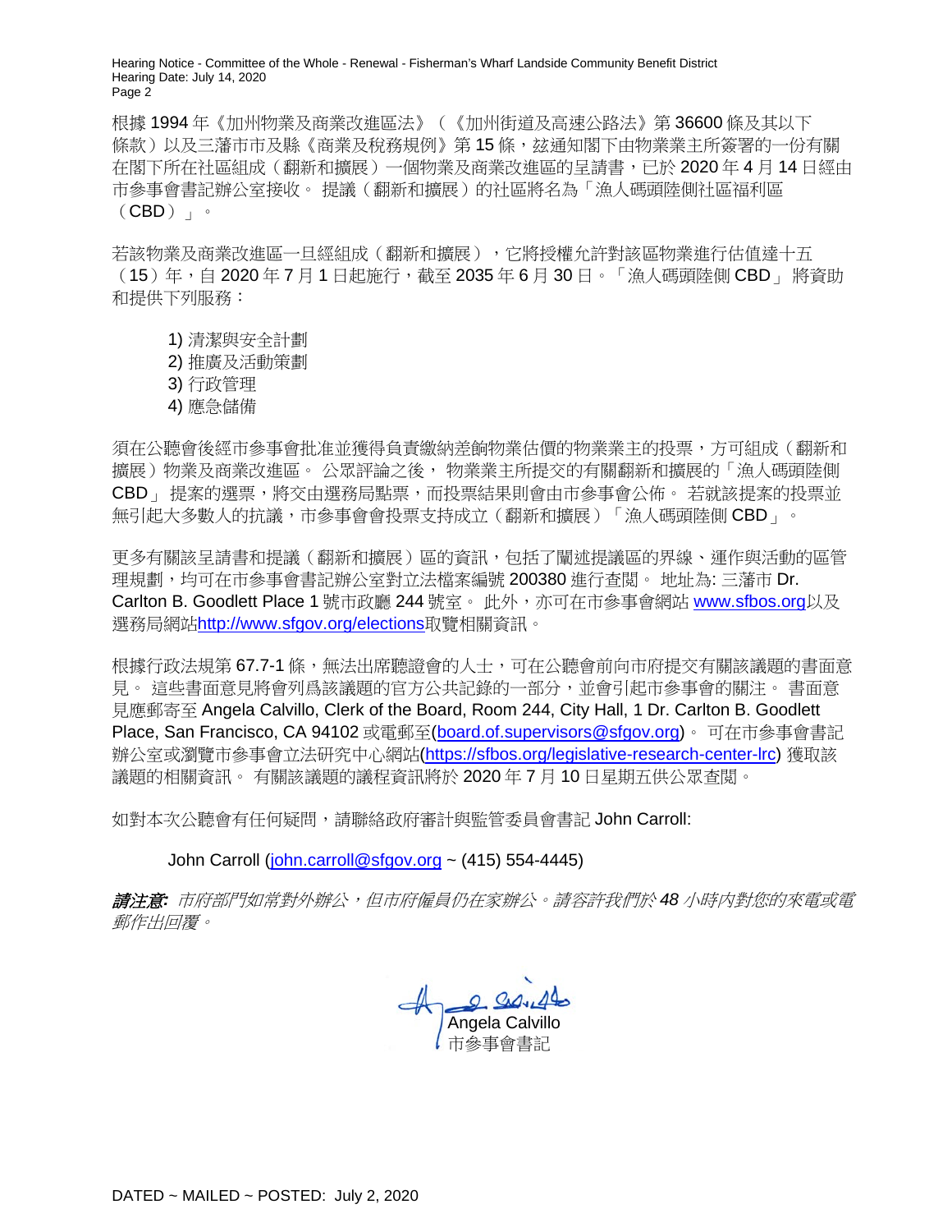根據 1994 年《加州物業及商業改進區法》（《加州街道及高速公路法》第 36600 條及其以下條款）以及三藩市市及縣《商業及稅務規例》第 15 條，茲通知閣下由物業業主所簽署的一份有關在閣下所在社區組成（翻新和擴展）一個物業及商業改進區的呈請書，已於 2020 年 4 月 14 日經由市參事會書記辦公室接收。 提議（翻新和擴展）的社區將名為「漁人碼頭陸側社區福利區（CBD）」。

若該物業及商業改進區一旦經組成（翻新和擴展），它將授權允許對該區物業進行估值達十五（15）年，自 2020 年 7 月 1 日起施行，截至 2035 年 6 月 30 日。「漁人碼頭陸側 CBD」 將資助和提供下列服務：

1) 清潔與安全計劃
2) 推廣及活動策劃
3) 行政管理
4) 應急儲備

須在公聽會後經市參事會批准並獲得負責繳納差餉物業估價的物業業主的投票，方可組成（翻新和擴展）物業及商業改進區。 公眾評論之後， 物業業主所提交的有關翻新和擴展的「漁人碼頭陸側 CBD」 提案的選票，將交由選務局點票，而投票結果則會由市參事會公佈。 若就該提案的投票並無引起大多數人的抗議，市參事會會投票支持成立（翻新和擴展）「漁人碼頭陸側 CBD」。

更多有關該呈請書和提議（翻新和擴展）區的資訊，包括了闡述提議區的界線、運作與活動的區管理規劃，均可在市參事會書記辦公室對立法檔案編號 200380 進行查閱。 地址為: 三藩市 Dr. Carlton B. Goodlett Place 1 號市政廳 244 號室。 此外，亦可在市參事會網站 www.sfbos.org以及選務局網站http://www.sfgov.org/elections取覽相關資訊。

根據行政法規第 67.7-1 條，無法出席聽證會的人士，可在公聽會前向市府提交有關該議題的書面意見。 這些書面意見將會列爲該議題的官方公共記錄的一部分，並會引起市參事會的關注。 書面意見應郵寄至 Angela Calvillo, Clerk of the Board, Room 244, City Hall, 1 Dr. Carlton B. Goodlett Place, San Francisco, CA 94102 或電郵至(board.of.supervisors@sfgov.org)。 可在市參事會書記辦公室或瀏覽市參事會立法研究中心網站(https://sfbos.org/legislative-research-center-lrc) 獲取該議題的相關資訊。 有關該議題的議程資訊將於 2020 年 7 月 10 日星期五供公眾查閱。

如對本次公聽會有任何疑問，請聯絡政府審計與監管委員會書記 John Carroll:

John Carroll (john.carroll@sfgov.org ~ (415) 554-4445)

***請注意:*** *市府部門如常對外辦公，但市府僱員仍在家辦公。請容許我們於 48 小時內對您的來電或電郵作出回覆。*

Angela Calvillo
市參事會書記

DATED ~ MAILED ~ POSTED: July 2, 2020